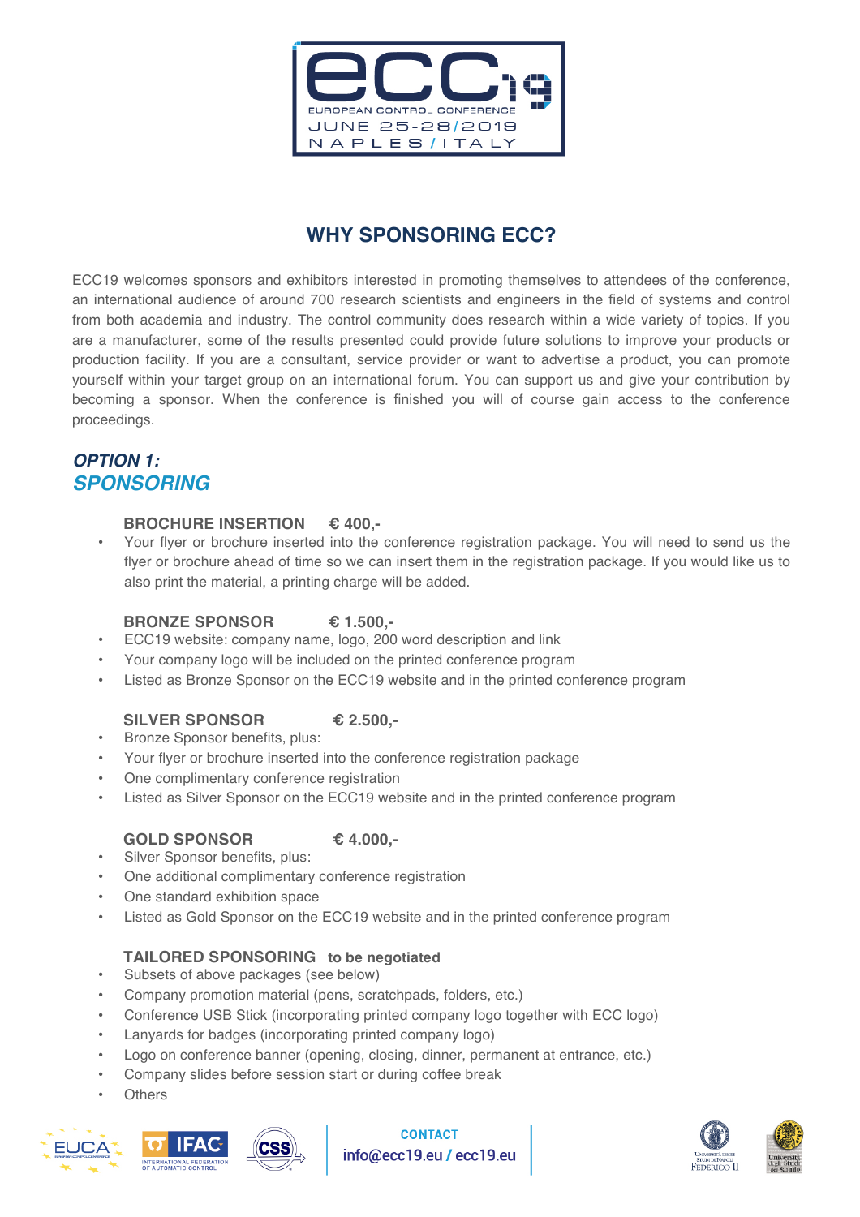ECC19
EUROPEAN CONTROL CONFERENCE
JUNE 25-28/2019
NAPLES/ITALY

# WHY SPONSORING ECC?

ECC19 welcomes sponsors and exhibitors interested in promoting themselves to attendees of the conference, an international audience of around 700 research scientists and engineers in the field of systems and control from both academia and industry. The control community does research within a wide variety of topics. If you are a manufacturer, some of the results presented could provide future solutions to improve your products or production facility. If you are a consultant, service provider or want to advertise a product, you can promote yourself within your target group on an international forum. You can support us and give your contribution by becoming a sponsor. When the conference is finished you will of course gain access to the conference proceedings.

## *OPTION 1:*
## *SPONSORING*

### BROCHURE INSERTION € 400,-

- Your flyer or brochure inserted into the conference registration package. You will need to send us the flyer or brochure ahead of time so we can insert them in the registration package. If you would like us to also print the material, a printing charge will be added.

### BRONZE SPONSOR € 1.500,-

- ECC19 website: company name, logo, 200 word description and link
- Your company logo will be included on the printed conference program
- Listed as Bronze Sponsor on the ECC19 website and in the printed conference program

### SILVER SPONSOR € 2.500,-

- Bronze Sponsor benefits, plus:
- Your flyer or brochure inserted into the conference registration package
- One complimentary conference registration
- Listed as Silver Sponsor on the ECC19 website and in the printed conference program

### GOLD SPONSOR € 4.000,-

- Silver Sponsor benefits, plus:
- One additional complimentary conference registration
- One standard exhibition space
- Listed as Gold Sponsor on the ECC19 website and in the printed conference program

### TAILORED SPONSORING to be negotiated

- Subsets of above packages (see below)
- Company promotion material (pens, scratchpads, folders, etc.)
- Conference USB Stick (incorporating printed company logo together with ECC logo)
- Lanyards for badges (incorporating printed company logo)
- Logo on conference banner (opening, closing, dinner, permanent at entrance, etc.)
- Company slides before session start or during coffee break
- Others

**CONTACT**
info@ecc19.eu / ecc19.eu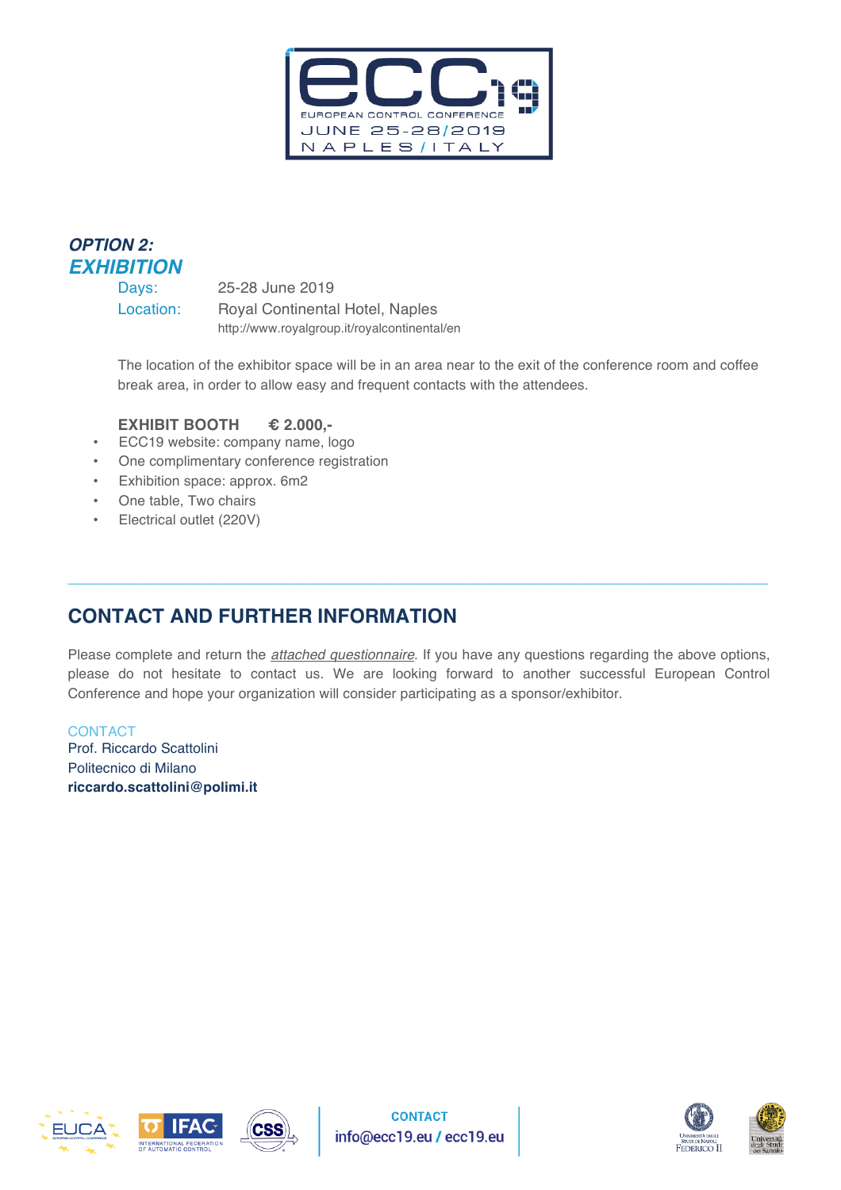### *OPTION 2:*
### *EXHIBITION*

Days: 25-28 June 2019

Location: Royal Continental Hotel, Naples
http://www.royalgroup.it/royalcontinental/en

The location of the exhibitor space will be in an area near to the exit of the conference room and coffee break area, in order to allow easy and frequent contacts with the attendees.

**EXHIBIT BOOTH € 2.000,-**

- ECC19 website: company name, logo
- One complimentary conference registration
- Exhibition space: approx. 6m2
- One table, Two chairs
- Electrical outlet (220V)

---

## CONTACT AND FURTHER INFORMATION

Please complete and return the *attached questionnaire*. If you have any questions regarding the above options, please do not hesitate to contact us. We are looking forward to another successful European Control Conference and hope your organization will consider participating as a sponsor/exhibitor.

CONTACT
Prof. Riccardo Scattolini
Politecnico di Milano
**riccardo.scattolini@polimi.it**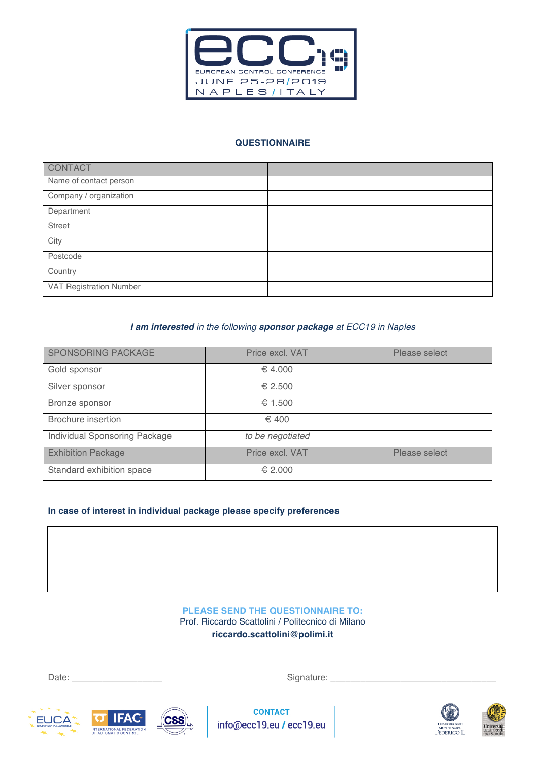ECC19 — EUROPEAN CONTROL CONFERENCE — JUNE 25-28/2019 — NAPLES/ITALY

## QUESTIONNAIRE

| CONTACT | |
|---|---|
| Name of contact person | |
| Company / organization | |
| Department | |
| Street | |
| City | |
| Postcode | |
| Country | |
| VAT Registration Number | |

***I am interested** in the following **sponsor package** at ECC19 in Naples*

| SPONSORING PACKAGE | Price excl. VAT | Please select |
|---|---|---|
| Gold sponsor | € 4.000 | |
| Silver sponsor | € 2.500 | |
| Bronze sponsor | € 1.500 | |
| Brochure insertion | € 400 | |
| Individual Sponsoring Package | *to be negotiated* | |
| Exhibition Package | Price excl. VAT | Please select |
| Standard exhibition space | € 2.000 | |

**In case of interest in individual package please specify preferences**

**PLEASE SEND THE QUESTIONNAIRE TO:**
Prof. Riccardo Scattolini / Politecnico di Milano
**riccardo.scattolini@polimi.it**

Date: __________________ Signature: __________________________________

**CONTACT**
info@ecc19.eu / ecc19.eu